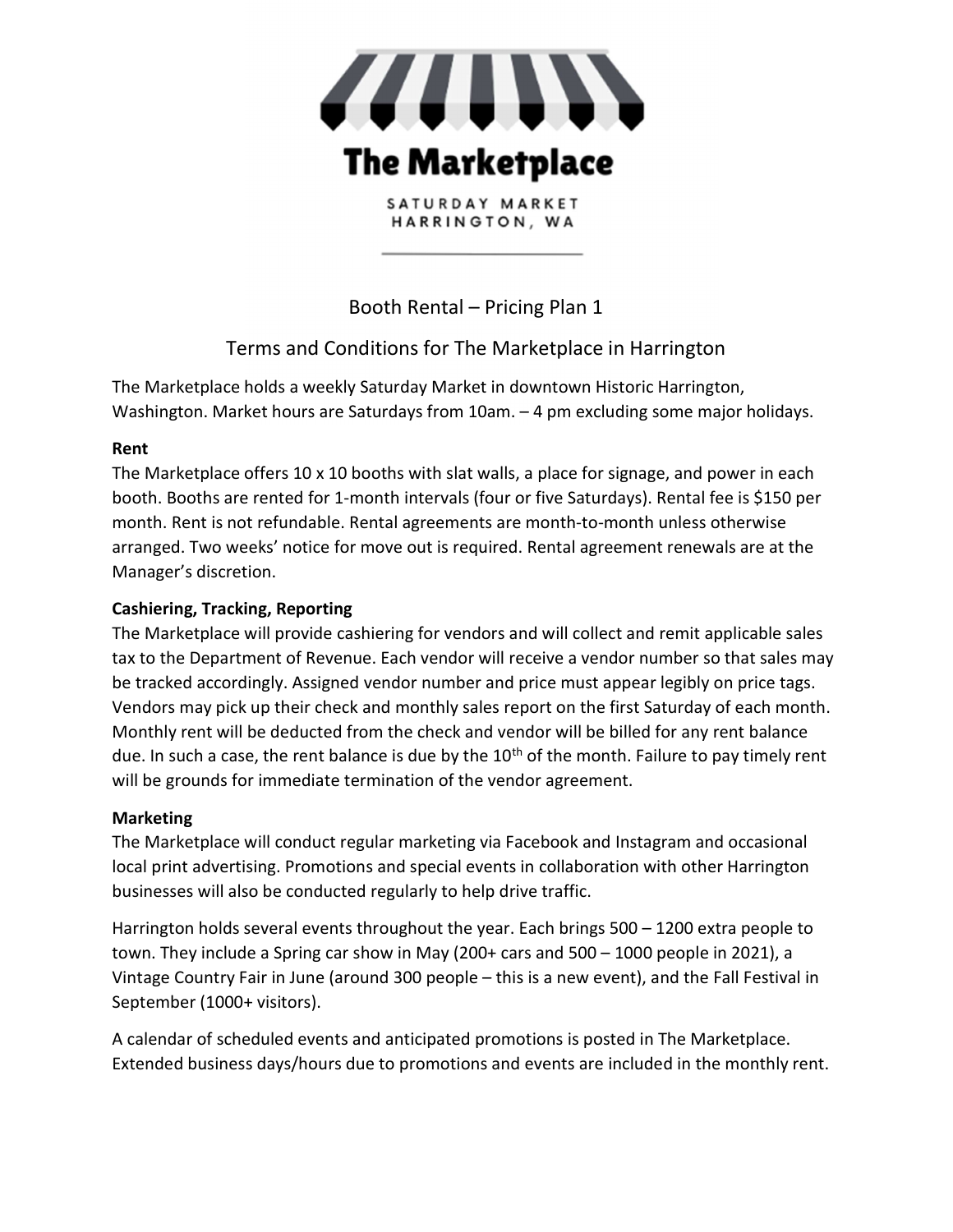# The Marketplace

SATURDAY MARKET
HARRINGTON, WA

## Booth Rental – Pricing Plan 1

## Terms and Conditions for The Marketplace in Harrington

The Marketplace holds a weekly Saturday Market in downtown Historic Harrington, Washington. Market hours are Saturdays from 10am. – 4 pm excluding some major holidays.

**Rent**

The Marketplace offers 10 x 10 booths with slat walls, a place for signage, and power in each booth. Booths are rented for 1-month intervals (four or five Saturdays). Rental fee is $150 per month. Rent is not refundable. Rental agreements are month-to-month unless otherwise arranged. Two weeks' notice for move out is required. Rental agreement renewals are at the Manager's discretion.

**Cashiering, Tracking, Reporting**

The Marketplace will provide cashiering for vendors and will collect and remit applicable sales tax to the Department of Revenue. Each vendor will receive a vendor number so that sales may be tracked accordingly. Assigned vendor number and price must appear legibly on price tags. Vendors may pick up their check and monthly sales report on the first Saturday of each month. Monthly rent will be deducted from the check and vendor will be billed for any rent balance due. In such a case, the rent balance is due by the 10th of the month. Failure to pay timely rent will be grounds for immediate termination of the vendor agreement.

**Marketing**

The Marketplace will conduct regular marketing via Facebook and Instagram and occasional local print advertising. Promotions and special events in collaboration with other Harrington businesses will also be conducted regularly to help drive traffic.

Harrington holds several events throughout the year. Each brings 500 – 1200 extra people to town. They include a Spring car show in May (200+ cars and 500 – 1000 people in 2021), a Vintage Country Fair in June (around 300 people – this is a new event), and the Fall Festival in September (1000+ visitors).

A calendar of scheduled events and anticipated promotions is posted in The Marketplace. Extended business days/hours due to promotions and events are included in the monthly rent.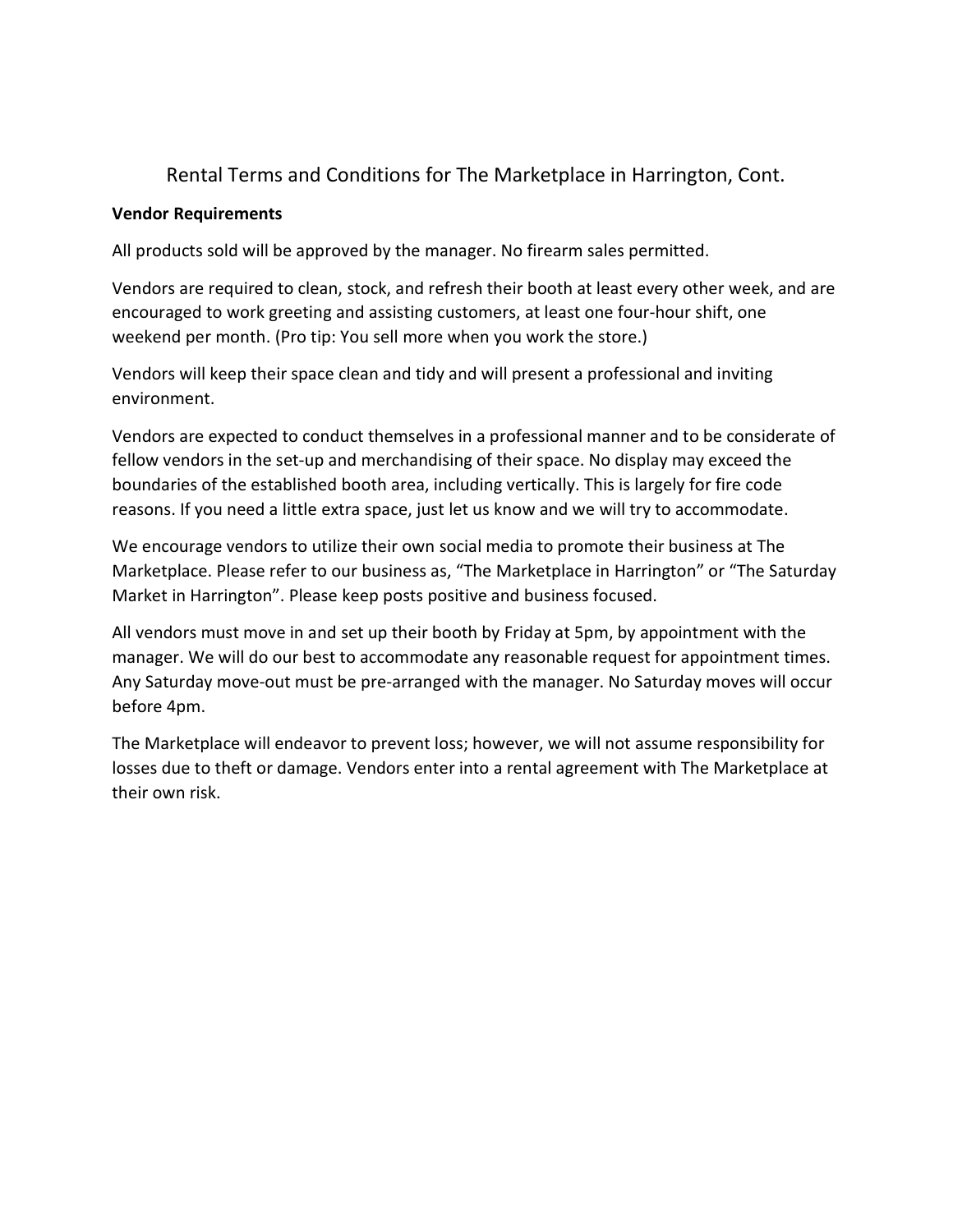# Rental Terms and Conditions for The Marketplace in Harrington, Cont.

**Vendor Requirements**

All products sold will be approved by the manager. No firearm sales permitted.

Vendors are required to clean, stock, and refresh their booth at least every other week, and are encouraged to work greeting and assisting customers, at least one four-hour shift, one weekend per month. (Pro tip: You sell more when you work the store.)

Vendors will keep their space clean and tidy and will present a professional and inviting environment.

Vendors are expected to conduct themselves in a professional manner and to be considerate of fellow vendors in the set-up and merchandising of their space. No display may exceed the boundaries of the established booth area, including vertically. This is largely for fire code reasons. If you need a little extra space, just let us know and we will try to accommodate.

We encourage vendors to utilize their own social media to promote their business at The Marketplace. Please refer to our business as, "The Marketplace in Harrington" or "The Saturday Market in Harrington". Please keep posts positive and business focused.

All vendors must move in and set up their booth by Friday at 5pm, by appointment with the manager. We will do our best to accommodate any reasonable request for appointment times. Any Saturday move-out must be pre-arranged with the manager. No Saturday moves will occur before 4pm.

The Marketplace will endeavor to prevent loss; however, we will not assume responsibility for losses due to theft or damage. Vendors enter into a rental agreement with The Marketplace at their own risk.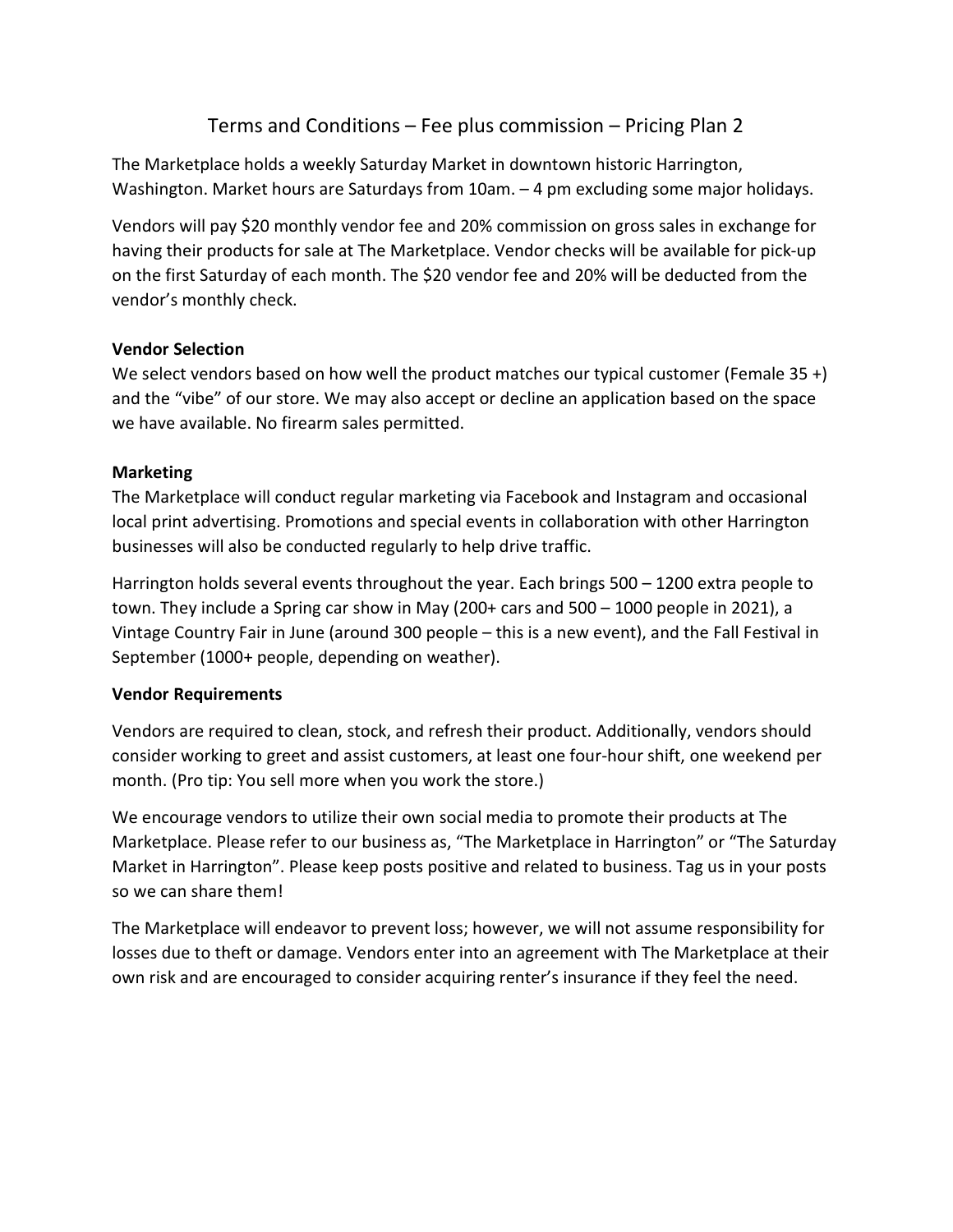# Terms and Conditions – Fee plus commission – Pricing Plan 2

The Marketplace holds a weekly Saturday Market in downtown historic Harrington, Washington. Market hours are Saturdays from 10am. – 4 pm excluding some major holidays.

Vendors will pay $20 monthly vendor fee and 20% commission on gross sales in exchange for having their products for sale at The Marketplace. Vendor checks will be available for pick-up on the first Saturday of each month. The $20 vendor fee and 20% will be deducted from the vendor's monthly check.

**Vendor Selection**

We select vendors based on how well the product matches our typical customer (Female 35 +) and the "vibe" of our store. We may also accept or decline an application based on the space we have available. No firearm sales permitted.

**Marketing**

The Marketplace will conduct regular marketing via Facebook and Instagram and occasional local print advertising. Promotions and special events in collaboration with other Harrington businesses will also be conducted regularly to help drive traffic.

Harrington holds several events throughout the year. Each brings 500 – 1200 extra people to town. They include a Spring car show in May (200+ cars and 500 – 1000 people in 2021), a Vintage Country Fair in June (around 300 people – this is a new event), and the Fall Festival in September (1000+ people, depending on weather).

**Vendor Requirements**

Vendors are required to clean, stock, and refresh their product. Additionally, vendors should consider working to greet and assist customers, at least one four-hour shift, one weekend per month. (Pro tip: You sell more when you work the store.)

We encourage vendors to utilize their own social media to promote their products at The Marketplace. Please refer to our business as, "The Marketplace in Harrington" or "The Saturday Market in Harrington". Please keep posts positive and related to business. Tag us in your posts so we can share them!

The Marketplace will endeavor to prevent loss; however, we will not assume responsibility for losses due to theft or damage. Vendors enter into an agreement with The Marketplace at their own risk and are encouraged to consider acquiring renter's insurance if they feel the need.